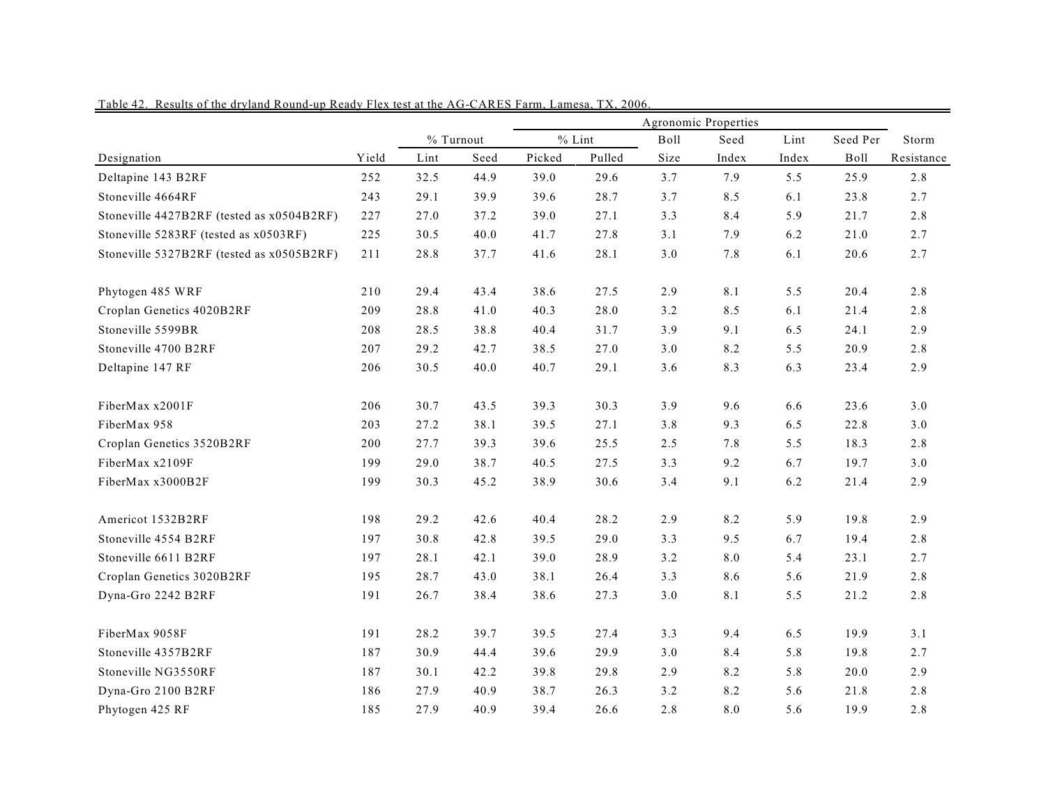Table 42. Results of the dryland Round-up Ready Flex test at the AG-CARES Farm, Lamesa, TX, 2006.

| | | | | Agronomic Properties | | | | | | |
|---|---|---|---|---|---|---|---|---|---|---|
| | | % Turnout | | % Lint | | Boll | Seed | Lint | Seed Per | Storm |
| Designation | Yield | Lint | Seed | Picked | Pulled | Size | Index | Index | Boll | Resistance |
| Deltapine 143 B2RF | 252 | 32.5 | 44.9 | 39.0 | 29.6 | 3.7 | 7.9 | 5.5 | 25.9 | 2.8 |
| Stoneville 4664RF | 243 | 29.1 | 39.9 | 39.6 | 28.7 | 3.7 | 8.5 | 6.1 | 23.8 | 2.7 |
| Stoneville 4427B2RF (tested as x0504B2RF) | 227 | 27.0 | 37.2 | 39.0 | 27.1 | 3.3 | 8.4 | 5.9 | 21.7 | 2.8 |
| Stoneville 5283RF (tested as x0503RF) | 225 | 30.5 | 40.0 | 41.7 | 27.8 | 3.1 | 7.9 | 6.2 | 21.0 | 2.7 |
| Stoneville 5327B2RF (tested as x0505B2RF) | 211 | 28.8 | 37.7 | 41.6 | 28.1 | 3.0 | 7.8 | 6.1 | 20.6 | 2.7 |
| Phytogen 485 WRF | 210 | 29.4 | 43.4 | 38.6 | 27.5 | 2.9 | 8.1 | 5.5 | 20.4 | 2.8 |
| Croplan Genetics 4020B2RF | 209 | 28.8 | 41.0 | 40.3 | 28.0 | 3.2 | 8.5 | 6.1 | 21.4 | 2.8 |
| Stoneville 5599BR | 208 | 28.5 | 38.8 | 40.4 | 31.7 | 3.9 | 9.1 | 6.5 | 24.1 | 2.9 |
| Stoneville 4700 B2RF | 207 | 29.2 | 42.7 | 38.5 | 27.0 | 3.0 | 8.2 | 5.5 | 20.9 | 2.8 |
| Deltapine 147 RF | 206 | 30.5 | 40.0 | 40.7 | 29.1 | 3.6 | 8.3 | 6.3 | 23.4 | 2.9 |
| FiberMax x2001F | 206 | 30.7 | 43.5 | 39.3 | 30.3 | 3.9 | 9.6 | 6.6 | 23.6 | 3.0 |
| FiberMax 958 | 203 | 27.2 | 38.1 | 39.5 | 27.1 | 3.8 | 9.3 | 6.5 | 22.8 | 3.0 |
| Croplan Genetics 3520B2RF | 200 | 27.7 | 39.3 | 39.6 | 25.5 | 2.5 | 7.8 | 5.5 | 18.3 | 2.8 |
| FiberMax x2109F | 199 | 29.0 | 38.7 | 40.5 | 27.5 | 3.3 | 9.2 | 6.7 | 19.7 | 3.0 |
| FiberMax x3000B2F | 199 | 30.3 | 45.2 | 38.9 | 30.6 | 3.4 | 9.1 | 6.2 | 21.4 | 2.9 |
| Americot 1532B2RF | 198 | 29.2 | 42.6 | 40.4 | 28.2 | 2.9 | 8.2 | 5.9 | 19.8 | 2.9 |
| Stoneville 4554 B2RF | 197 | 30.8 | 42.8 | 39.5 | 29.0 | 3.3 | 9.5 | 6.7 | 19.4 | 2.8 |
| Stoneville 6611 B2RF | 197 | 28.1 | 42.1 | 39.0 | 28.9 | 3.2 | 8.0 | 5.4 | 23.1 | 2.7 |
| Croplan Genetics 3020B2RF | 195 | 28.7 | 43.0 | 38.1 | 26.4 | 3.3 | 8.6 | 5.6 | 21.9 | 2.8 |
| Dyna-Gro 2242 B2RF | 191 | 26.7 | 38.4 | 38.6 | 27.3 | 3.0 | 8.1 | 5.5 | 21.2 | 2.8 |
| FiberMax 9058F | 191 | 28.2 | 39.7 | 39.5 | 27.4 | 3.3 | 9.4 | 6.5 | 19.9 | 3.1 |
| Stoneville 4357B2RF | 187 | 30.9 | 44.4 | 39.6 | 29.9 | 3.0 | 8.4 | 5.8 | 19.8 | 2.7 |
| Stoneville NG3550RF | 187 | 30.1 | 42.2 | 39.8 | 29.8 | 2.9 | 8.2 | 5.8 | 20.0 | 2.9 |
| Dyna-Gro 2100 B2RF | 186 | 27.9 | 40.9 | 38.7 | 26.3 | 3.2 | 8.2 | 5.6 | 21.8 | 2.8 |
| Phytogen 425 RF | 185 | 27.9 | 40.9 | 39.4 | 26.6 | 2.8 | 8.0 | 5.6 | 19.9 | 2.8 |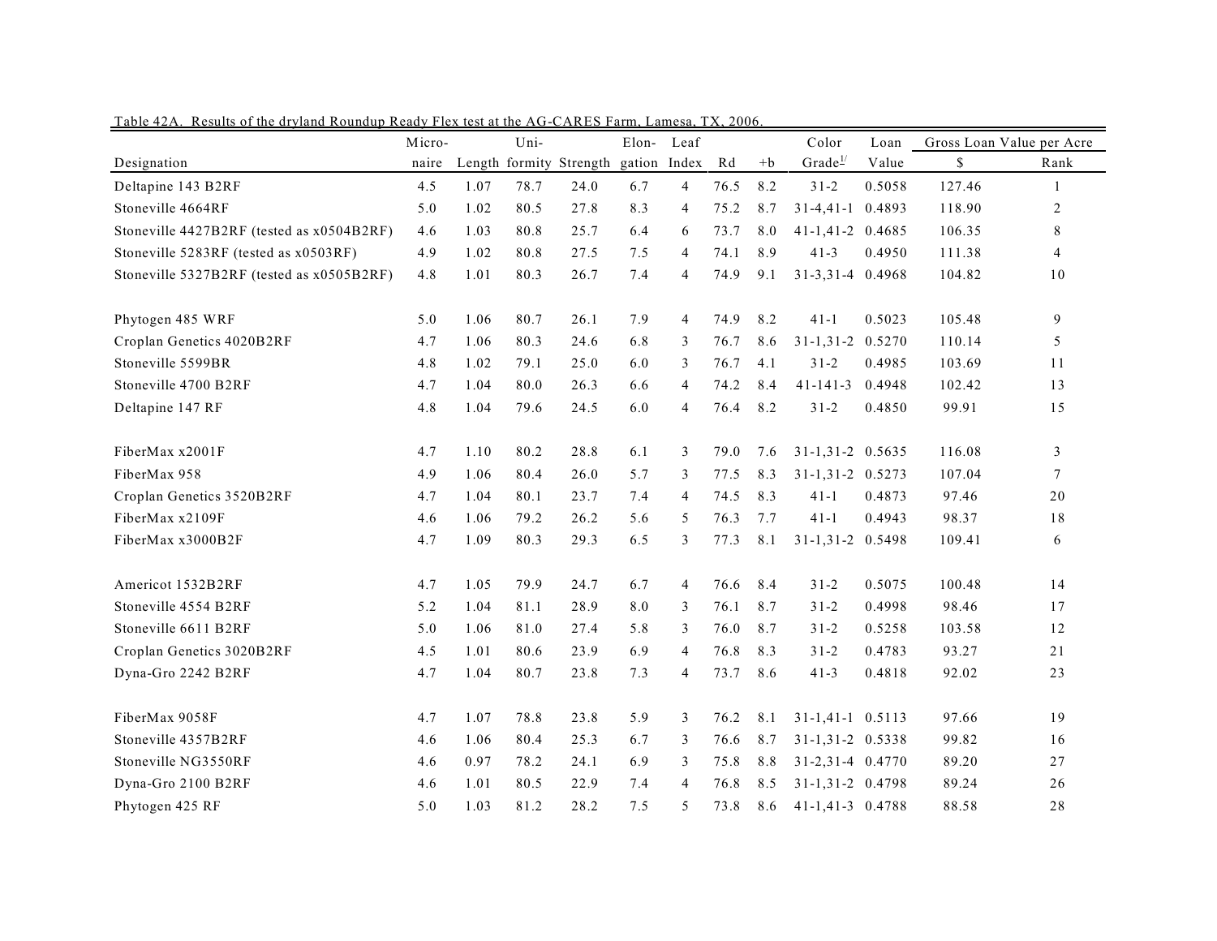Table 42A. Results of the dryland Roundup Ready Flex test at the AG-CARES Farm, Lamesa, TX, 2006.

| Designation | Micro-naire | Length | Uni-formity | Strength | Elon-gation | Leaf Index | Rd | +b | Color Grade[1/] | Loan Value | Gross Loan Value per Acre $ | Rank |
|---|---|---|---|---|---|---|---|---|---|---|---|---|
| Deltapine 143 B2RF | 4.5 | 1.07 | 78.7 | 24.0 | 6.7 | 4 | 76.5 | 8.2 | 31-2 | 0.5058 | 127.46 | 1 |
| Stoneville 4664RF | 5.0 | 1.02 | 80.5 | 27.8 | 8.3 | 4 | 75.2 | 8.7 | 31-4,41-1 | 0.4893 | 118.90 | 2 |
| Stoneville 4427B2RF (tested as x0504B2RF) | 4.6 | 1.03 | 80.8 | 25.7 | 6.4 | 6 | 73.7 | 8.0 | 41-1,41-2 | 0.4685 | 106.35 | 8 |
| Stoneville 5283RF (tested as x0503RF) | 4.9 | 1.02 | 80.8 | 27.5 | 7.5 | 4 | 74.1 | 8.9 | 41-3 | 0.4950 | 111.38 | 4 |
| Stoneville 5327B2RF (tested as x0505B2RF) | 4.8 | 1.01 | 80.3 | 26.7 | 7.4 | 4 | 74.9 | 9.1 | 31-3,31-4 | 0.4968 | 104.82 | 10 |
| Phytogen 485 WRF | 5.0 | 1.06 | 80.7 | 26.1 | 7.9 | 4 | 74.9 | 8.2 | 41-1 | 0.5023 | 105.48 | 9 |
| Croplan Genetics 4020B2RF | 4.7 | 1.06 | 80.3 | 24.6 | 6.8 | 3 | 76.7 | 8.6 | 31-1,31-2 | 0.5270 | 110.14 | 5 |
| Stoneville 5599BR | 4.8 | 1.02 | 79.1 | 25.0 | 6.0 | 3 | 76.7 | 4.1 | 31-2 | 0.4985 | 103.69 | 11 |
| Stoneville 4700 B2RF | 4.7 | 1.04 | 80.0 | 26.3 | 6.6 | 4 | 74.2 | 8.4 | 41-141-3 | 0.4948 | 102.42 | 13 |
| Deltapine 147 RF | 4.8 | 1.04 | 79.6 | 24.5 | 6.0 | 4 | 76.4 | 8.2 | 31-2 | 0.4850 | 99.91 | 15 |
| FiberMax x2001F | 4.7 | 1.10 | 80.2 | 28.8 | 6.1 | 3 | 79.0 | 7.6 | 31-1,31-2 | 0.5635 | 116.08 | 3 |
| FiberMax 958 | 4.9 | 1.06 | 80.4 | 26.0 | 5.7 | 3 | 77.5 | 8.3 | 31-1,31-2 | 0.5273 | 107.04 | 7 |
| Croplan Genetics 3520B2RF | 4.7 | 1.04 | 80.1 | 23.7 | 7.4 | 4 | 74.5 | 8.3 | 41-1 | 0.4873 | 97.46 | 20 |
| FiberMax x2109F | 4.6 | 1.06 | 79.2 | 26.2 | 5.6 | 5 | 76.3 | 7.7 | 41-1 | 0.4943 | 98.37 | 18 |
| FiberMax x3000B2F | 4.7 | 1.09 | 80.3 | 29.3 | 6.5 | 3 | 77.3 | 8.1 | 31-1,31-2 | 0.5498 | 109.41 | 6 |
| Americot 1532B2RF | 4.7 | 1.05 | 79.9 | 24.7 | 6.7 | 4 | 76.6 | 8.4 | 31-2 | 0.5075 | 100.48 | 14 |
| Stoneville 4554 B2RF | 5.2 | 1.04 | 81.1 | 28.9 | 8.0 | 3 | 76.1 | 8.7 | 31-2 | 0.4998 | 98.46 | 17 |
| Stoneville 6611 B2RF | 5.0 | 1.06 | 81.0 | 27.4 | 5.8 | 3 | 76.0 | 8.7 | 31-2 | 0.5258 | 103.58 | 12 |
| Croplan Genetics 3020B2RF | 4.5 | 1.01 | 80.6 | 23.9 | 6.9 | 4 | 76.8 | 8.3 | 31-2 | 0.4783 | 93.27 | 21 |
| Dyna-Gro 2242 B2RF | 4.7 | 1.04 | 80.7 | 23.8 | 7.3 | 4 | 73.7 | 8.6 | 41-3 | 0.4818 | 92.02 | 23 |
| FiberMax 9058F | 4.7 | 1.07 | 78.8 | 23.8 | 5.9 | 3 | 76.2 | 8.1 | 31-1,41-1 | 0.5113 | 97.66 | 19 |
| Stoneville 4357B2RF | 4.6 | 1.06 | 80.4 | 25.3 | 6.7 | 3 | 76.6 | 8.7 | 31-1,31-2 | 0.5338 | 99.82 | 16 |
| Stoneville NG3550RF | 4.6 | 0.97 | 78.2 | 24.1 | 6.9 | 3 | 75.8 | 8.8 | 31-2,31-4 | 0.4770 | 89.20 | 27 |
| Dyna-Gro 2100 B2RF | 4.6 | 1.01 | 80.5 | 22.9 | 7.4 | 4 | 76.8 | 8.5 | 31-1,31-2 | 0.4798 | 89.24 | 26 |
| Phytogen 425 RF | 5.0 | 1.03 | 81.2 | 28.2 | 7.5 | 5 | 73.8 | 8.6 | 41-1,41-3 | 0.4788 | 88.58 | 28 |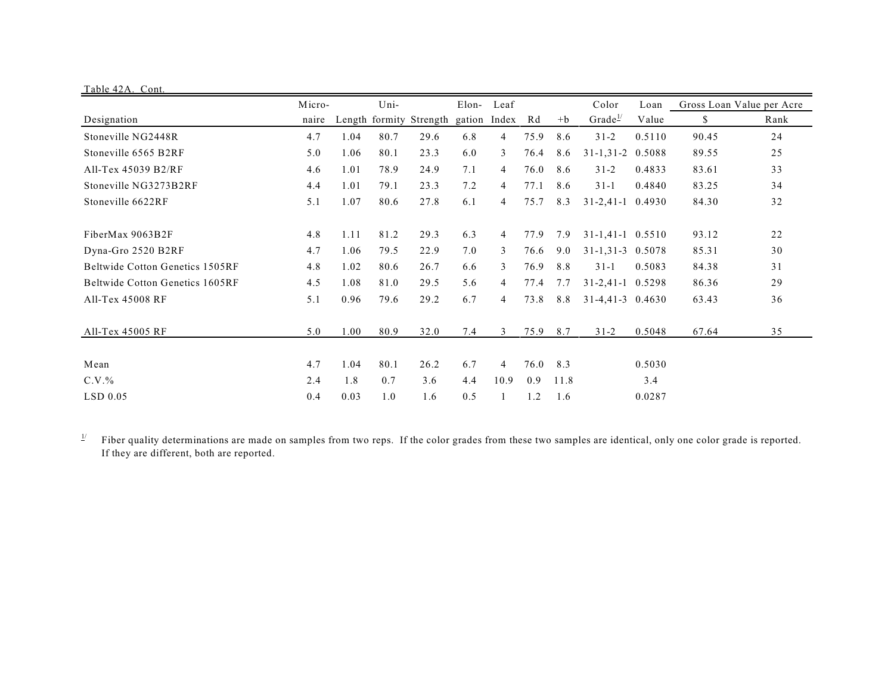Table 42A. Cont.

| Designation | Micro-naire | Length | Uni-formity | Strength | Elon-gation | Leaf Index | Rd | +b | Color Grade[1/] | Loan Value | Gross Loan Value per Acre | |
|---|---|---|---|---|---|---|---|---|---|---|---|---|
| | | | | | | | | | | | $ | Rank |
| Stoneville NG2448R | 4.7 | 1.04 | 80.7 | 29.6 | 6.8 | 4 | 75.9 | 8.6 | 31-2 | 0.5110 | 90.45 | 24 |
| Stoneville 6565 B2RF | 5.0 | 1.06 | 80.1 | 23.3 | 6.0 | 3 | 76.4 | 8.6 | 31-1,31-2 | 0.5088 | 89.55 | 25 |
| All-Tex 45039 B2/RF | 4.6 | 1.01 | 78.9 | 24.9 | 7.1 | 4 | 76.0 | 8.6 | 31-2 | 0.4833 | 83.61 | 33 |
| Stoneville NG3273B2RF | 4.4 | 1.01 | 79.1 | 23.3 | 7.2 | 4 | 77.1 | 8.6 | 31-1 | 0.4840 | 83.25 | 34 |
| Stoneville 6622RF | 5.1 | 1.07 | 80.6 | 27.8 | 6.1 | 4 | 75.7 | 8.3 | 31-2,41-1 | 0.4930 | 84.30 | 32 |
| FiberMax 9063B2F | 4.8 | 1.11 | 81.2 | 29.3 | 6.3 | 4 | 77.9 | 7.9 | 31-1,41-1 | 0.5510 | 93.12 | 22 |
| Dyna-Gro 2520 B2RF | 4.7 | 1.06 | 79.5 | 22.9 | 7.0 | 3 | 76.6 | 9.0 | 31-1,31-3 | 0.5078 | 85.31 | 30 |
| Beltwide Cotton Genetics 1505RF | 4.8 | 1.02 | 80.6 | 26.7 | 6.6 | 3 | 76.9 | 8.8 | 31-1 | 0.5083 | 84.38 | 31 |
| Beltwide Cotton Genetics 1605RF | 4.5 | 1.08 | 81.0 | 29.5 | 5.6 | 4 | 77.4 | 7.7 | 31-2,41-1 | 0.5298 | 86.36 | 29 |
| All-Tex 45008 RF | 5.1 | 0.96 | 79.6 | 29.2 | 6.7 | 4 | 73.8 | 8.8 | 31-4,41-3 | 0.4630 | 63.43 | 36 |
| All-Tex 45005 RF | 5.0 | 1.00 | 80.9 | 32.0 | 7.4 | 3 | 75.9 | 8.7 | 31-2 | 0.5048 | 67.64 | 35 |
| Mean | 4.7 | 1.04 | 80.1 | 26.2 | 6.7 | 4 | 76.0 | 8.3 | | 0.5030 | | |
| C.V.% | 2.4 | 1.8 | 0.7 | 3.6 | 4.4 | 10.9 | 0.9 | 11.8 | | 3.4 | | |
| LSD 0.05 | 0.4 | 0.03 | 1.0 | 1.6 | 0.5 | 1 | 1.2 | 1.6 | | 0.0287 | | |

[1/] Fiber quality determinations are made on samples from two reps. If the color grades from these two samples are identical, only one color grade is reported. If they are different, both are reported.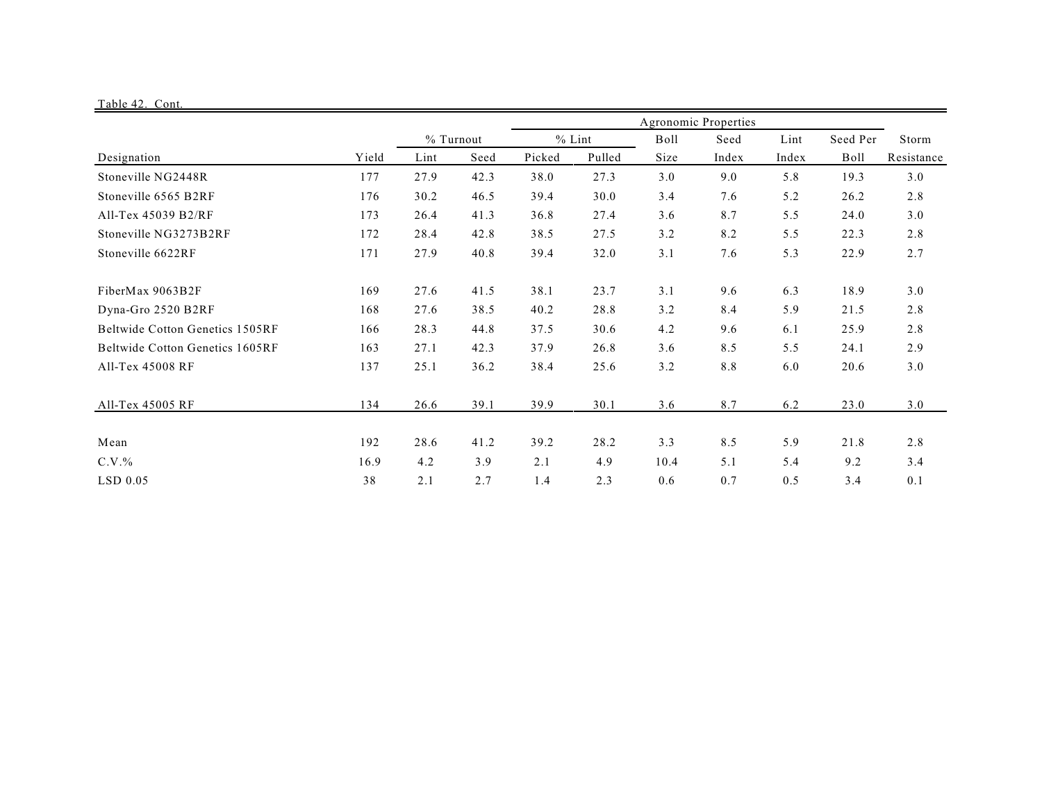Table 42. Cont.

| | | Agronomic Properties | | | | | | | | |
|---|---|---|---|---|---|---|---|---|---|---|
| | | % Turnout | | % Lint | | Boll | Seed | Lint | Seed Per | Storm |
| Designation | Yield | Lint | Seed | Picked | Pulled | Size | Index | Index | Boll | Resistance |
| Stoneville NG2448R | 177 | 27.9 | 42.3 | 38.0 | 27.3 | 3.0 | 9.0 | 5.8 | 19.3 | 3.0 |
| Stoneville 6565 B2RF | 176 | 30.2 | 46.5 | 39.4 | 30.0 | 3.4 | 7.6 | 5.2 | 26.2 | 2.8 |
| All-Tex 45039 B2/RF | 173 | 26.4 | 41.3 | 36.8 | 27.4 | 3.6 | 8.7 | 5.5 | 24.0 | 3.0 |
| Stoneville NG3273B2RF | 172 | 28.4 | 42.8 | 38.5 | 27.5 | 3.2 | 8.2 | 5.5 | 22.3 | 2.8 |
| Stoneville 6622RF | 171 | 27.9 | 40.8 | 39.4 | 32.0 | 3.1 | 7.6 | 5.3 | 22.9 | 2.7 |
| FiberMax 9063B2F | 169 | 27.6 | 41.5 | 38.1 | 23.7 | 3.1 | 9.6 | 6.3 | 18.9 | 3.0 |
| Dyna-Gro 2520 B2RF | 168 | 27.6 | 38.5 | 40.2 | 28.8 | 3.2 | 8.4 | 5.9 | 21.5 | 2.8 |
| Beltwide Cotton Genetics 1505RF | 166 | 28.3 | 44.8 | 37.5 | 30.6 | 4.2 | 9.6 | 6.1 | 25.9 | 2.8 |
| Beltwide Cotton Genetics 1605RF | 163 | 27.1 | 42.3 | 37.9 | 26.8 | 3.6 | 8.5 | 5.5 | 24.1 | 2.9 |
| All-Tex 45008 RF | 137 | 25.1 | 36.2 | 38.4 | 25.6 | 3.2 | 8.8 | 6.0 | 20.6 | 3.0 |
| All-Tex 45005 RF | 134 | 26.6 | 39.1 | 39.9 | 30.1 | 3.6 | 8.7 | 6.2 | 23.0 | 3.0 |
| Mean | 192 | 28.6 | 41.2 | 39.2 | 28.2 | 3.3 | 8.5 | 5.9 | 21.8 | 2.8 |
| C.V.% | 16.9 | 4.2 | 3.9 | 2.1 | 4.9 | 10.4 | 5.1 | 5.4 | 9.2 | 3.4 |
| LSD 0.05 | 38 | 2.1 | 2.7 | 1.4 | 2.3 | 0.6 | 0.7 | 0.5 | 3.4 | 0.1 |